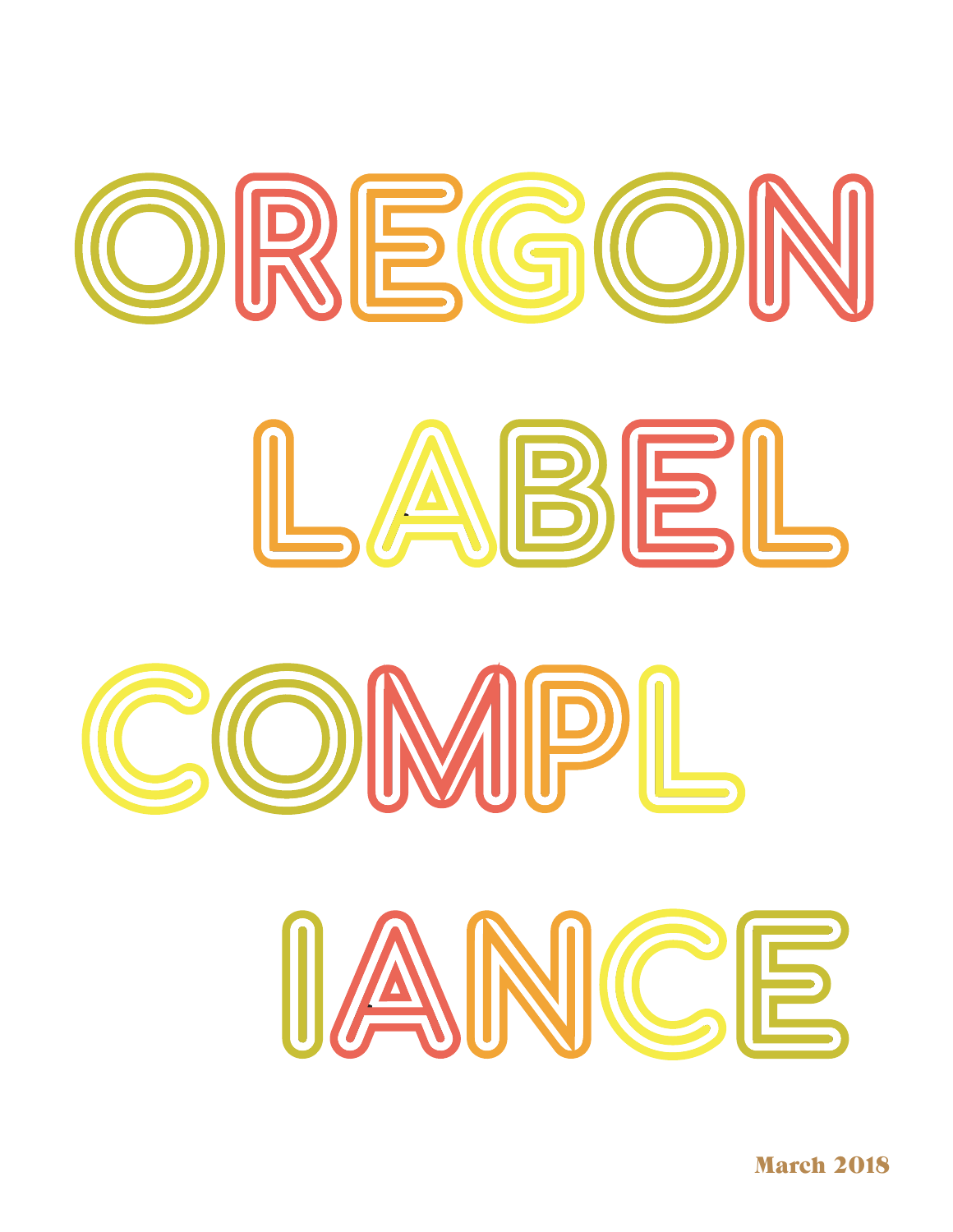# OREGON LABEL COMPLIANCE

March 2018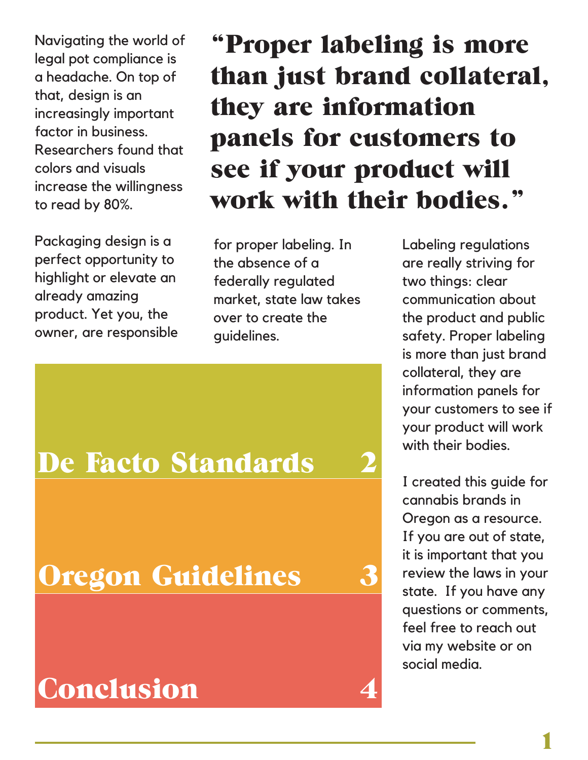Navigating the world of legal pot compliance is a headache. On top of that, design is an increasingly important factor in business. Researchers found that colors and visuals increase the willingness to read by 80%.

> **"Proper labeling is more than just brand collateral, they are information panels for customers to see if your product will work with their bodies."**

Packaging design is a perfect opportunity to highlight or elevate an already amazing product. Yet you, the owner, are responsible for proper labeling. In the absence of a federally regulated market, state law takes over to create the guidelines.

Labeling regulations are really striving for two things: clear communication about the product and public safety. Proper labeling is more than just brand collateral, they are information panels for your customers to see if your product will work with their bodies.

I created this guide for cannabis brands in Oregon as a resource. If you are out of state, it is important that you review the laws in your state. If you have any questions or comments, feel free to reach out via my website or on social media.

| | |
|---|---|
| **De Facto Standards** | **2** |
| **Oregon Guidelines** | **3** |
| **Conclusion** | **4** |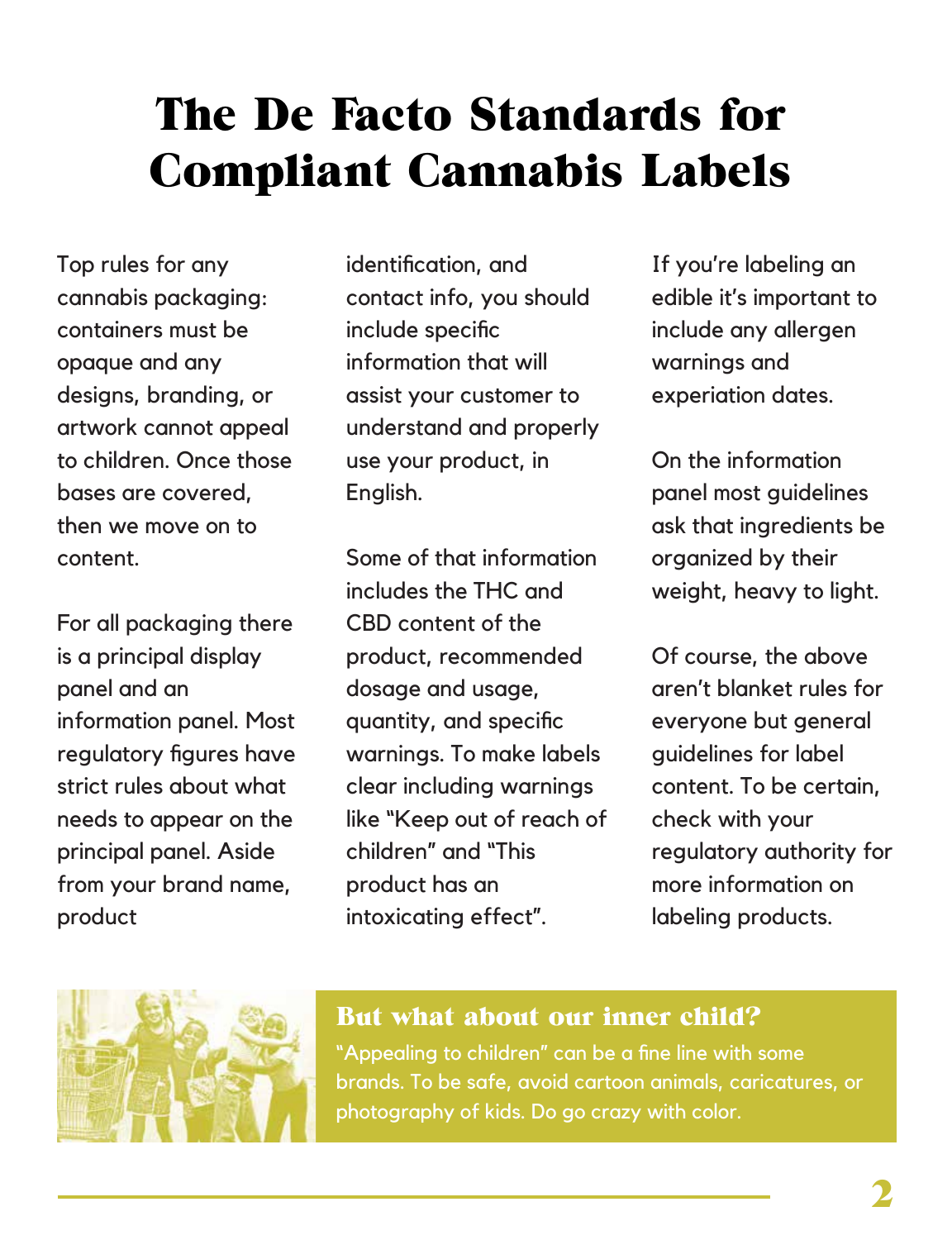# The De Facto Standards for Compliant Cannabis Labels

Top rules for any cannabis packaging: containers must be opaque and any designs, branding, or artwork cannot appeal to children. Once those bases are covered, then we move on to content.

For all packaging there is a principal display panel and an information panel. Most regulatory figures have strict rules about what needs to appear on the principal panel. Aside from your brand name, product identification, and contact info, you should include specific information that will assist your customer to understand and properly use your product, in English.

Some of that information includes the THC and CBD content of the product, recommended dosage and usage, quantity, and specific warnings. To make labels clear including warnings like "Keep out of reach of children" and "This product has an intoxicating effect".

If you're labeling an edible it's important to include any allergen warnings and experiation dates.

On the information panel most guidelines ask that ingredients be organized by their weight, heavy to light.

Of course, the above aren't blanket rules for everyone but general guidelines for label content. To be certain, check with your regulatory authority for more information on labeling products.

## But what about our inner child?

"Appealing to children" can be a fine line with some brands. To be safe, avoid cartoon animals, caricatures, or photography of kids. Do go crazy with color.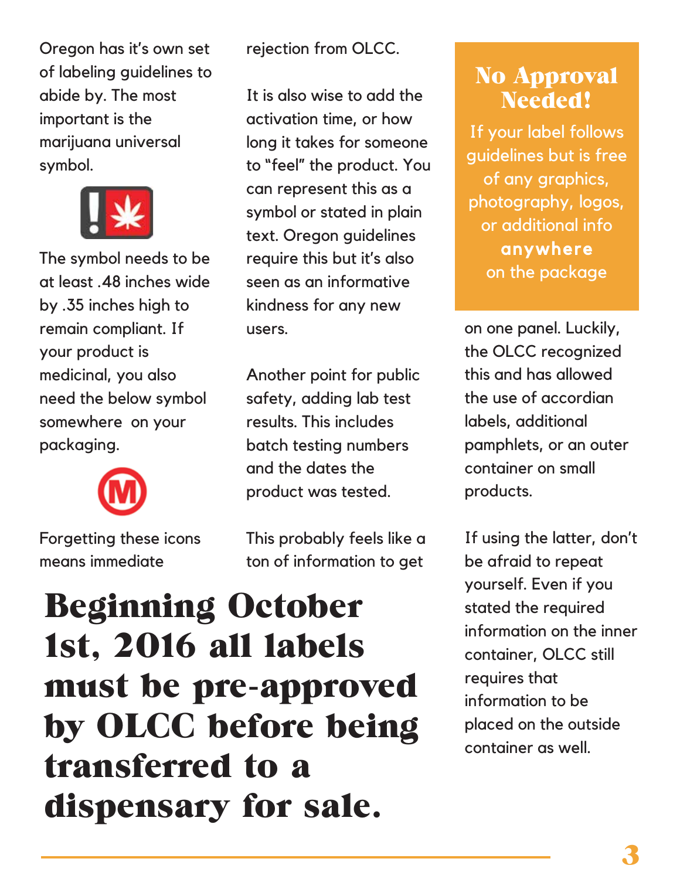Oregon has it's own set of labeling guidelines to abide by. The most important is the marijuana universal symbol.

The symbol needs to be at least .48 inches wide by .35 inches high to remain compliant. If your product is medicinal, you also need the below symbol somewhere on your packaging.

Forgetting these icons means immediate rejection from OLCC.

It is also wise to add the activation time, or how long it takes for someone to "feel" the product. You can represent this as a symbol or stated in plain text. Oregon guidelines require this but it's also seen as an informative kindness for any new users.

Another point for public safety, adding lab test results. This includes batch testing numbers and the dates the product was tested.

This probably feels like a ton of information to get on one panel. Luckily, the OLCC recognized this and has allowed the use of accordian labels, additional pamphlets, or an outer container on small products.

If using the latter, don't be afraid to repeat yourself. Even if you stated the required information on the inner container, OLCC still requires that information to be placed on the outside container as well.

## No Approval Needed!

If your label follows guidelines but is free of any graphics, photography, logos, or additional info **anywhere** on the package

# Beginning October 1st, 2016 all labels must be pre-approved by OLCC before being transferred to a dispensary for sale.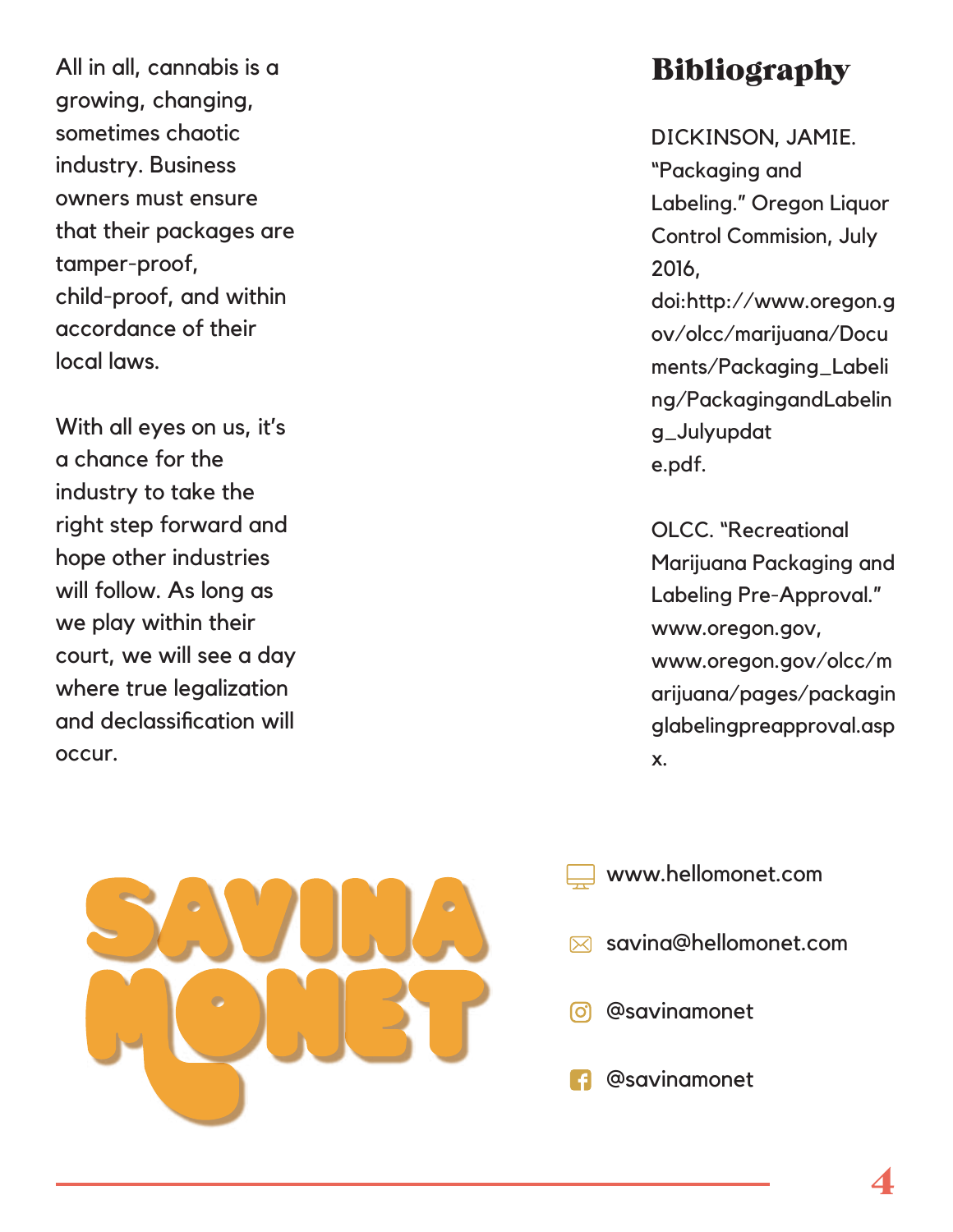All in all, cannabis is a growing, changing, sometimes chaotic industry. Business owners must ensure that their packages are tamper-proof, child-proof, and within accordance of their local laws.

With all eyes on us, it's a chance for the industry to take the right step forward and hope other industries will follow. As long as we play within their court, we will see a day where true legalization and declassification will occur.

## Bibliography

DICKINSON, JAMIE. "Packaging and Labeling." Oregon Liquor Control Commision, July 2016, doi:http://www.oregon.gov/olcc/marijuana/Documents/Packaging_Labeling/PackagingandLabeling_Julyupdate.pdf.

OLCC. "Recreational Marijuana Packaging and Labeling Pre-Approval." www.oregon.gov, www.oregon.gov/olcc/marijuana/pages/packaginglabelingpreapproval.aspx.

SAVINA MONET

www.hellomonet.com

savina@hellomonet.com

@savinamonet

@savinamonet